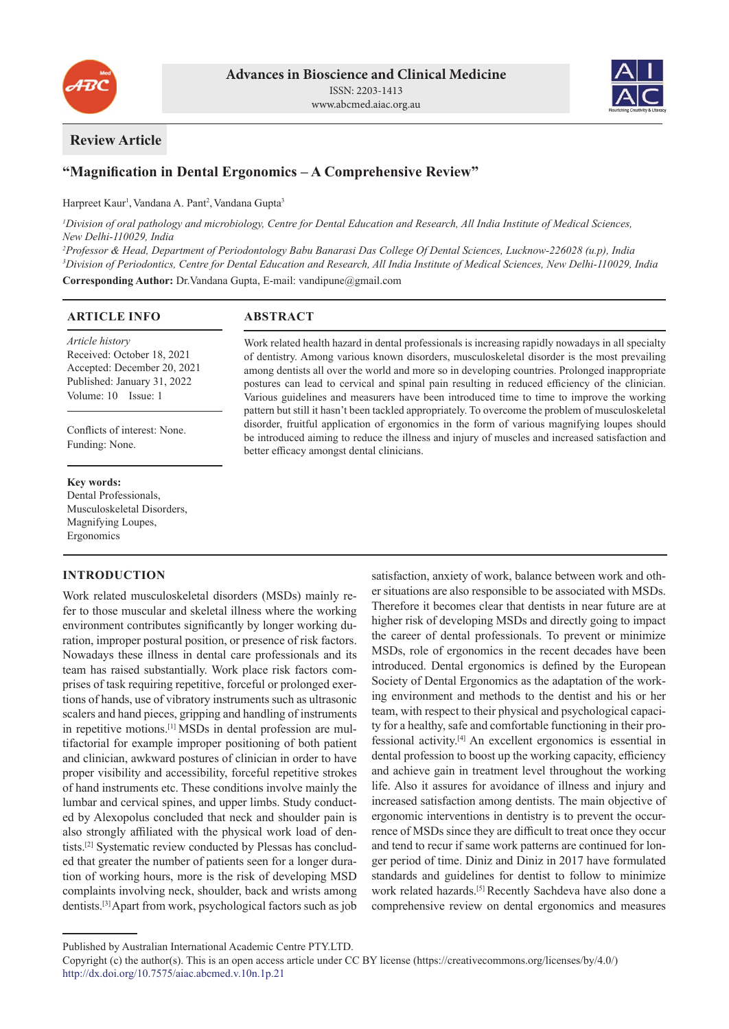Review Article

# "Magnification in Dental Ergonomics – A Comprehensive Review"

Harpreet Kaur[1], Vandana A. Pant[2], Vandana Gupta[3]

[1]*Division of oral pathology and microbiology, Centre for Dental Education and Research, All India Institute of Medical Sciences, New Delhi-110029, India*
[2]*Professor & Head, Department of Periodontology Babu Banarasi Das College Of Dental Sciences, Lucknow-226028 (u.p), India*
[3]*Division of Periodontics, Centre for Dental Education and Research, All India Institute of Medical Sciences, New Delhi-110029, India*

**Corresponding Author:** Dr.Vandana Gupta, E-mail: vandipune@gmail.com

## ARTICLE INFO

*Article history*
Received: October 18, 2021
Accepted: December 20, 2021
Published: January 31, 2022
Volume: 10 Issue: 1

Conflicts of interest: None.
Funding: None.

**Key words:**
Dental Professionals,
Musculoskeletal Disorders,
Magnifying Loupes,
Ergonomics

## ABSTRACT

Work related health hazard in dental professionals is increasing rapidly nowadays in all specialty of dentistry. Among various known disorders, musculoskeletal disorder is the most prevailing among dentists all over the world and more so in developing countries. Prolonged inappropriate postures can lead to cervical and spinal pain resulting in reduced efficiency of the clinician. Various guidelines and measurers have been introduced time to time to improve the working pattern but still it hasn't been tackled appropriately. To overcome the problem of musculoskeletal disorder, fruitful application of ergonomics in the form of various magnifying loupes should be introduced aiming to reduce the illness and injury of muscles and increased satisfaction and better efficacy amongst dental clinicians.

## INTRODUCTION

Work related musculoskeletal disorders (MSDs) mainly refer to those muscular and skeletal illness where the working environment contributes significantly by longer working duration, improper postural position, or presence of risk factors. Nowadays these illness in dental care professionals and its team has raised substantially. Work place risk factors comprises of task requiring repetitive, forceful or prolonged exertions of hands, use of vibratory instruments such as ultrasonic scalers and hand pieces, gripping and handling of instruments in repetitive motions.[1] MSDs in dental profession are multifactorial for example improper positioning of both patient and clinician, awkward postures of clinician in order to have proper visibility and accessibility, forceful repetitive strokes of hand instruments etc. These conditions involve mainly the lumbar and cervical spines, and upper limbs. Study conducted by Alexopolus concluded that neck and shoulder pain is also strongly affiliated with the physical work load of dentists.[2] Systematic review conducted by Plessas has concluded that greater the number of patients seen for a longer duration of working hours, more is the risk of developing MSD complaints involving neck, shoulder, back and wrists among dentists.[3] Apart from work, psychological factors such as job satisfaction, anxiety of work, balance between work and other situations are also responsible to be associated with MSDs. Therefore it becomes clear that dentists in near future are at higher risk of developing MSDs and directly going to impact the career of dental professionals. To prevent or minimize MSDs, role of ergonomics in the recent decades have been introduced. Dental ergonomics is defined by the European Society of Dental Ergonomics as the adaptation of the working environment and methods to the dentist and his or her team, with respect to their physical and psychological capacity for a healthy, safe and comfortable functioning in their professional activity.[4] An excellent ergonomics is essential in dental profession to boost up the working capacity, efficiency and achieve gain in treatment level throughout the working life. Also it assures for avoidance of illness and injury and increased satisfaction among dentists. The main objective of ergonomic interventions in dentistry is to prevent the occurrence of MSDs since they are difficult to treat once they occur and tend to recur if same work patterns are continued for longer period of time. Diniz and Diniz in 2017 have formulated standards and guidelines for dentist to follow to minimize work related hazards.[5] Recently Sachdeva have also done a comprehensive review on dental ergonomics and measures

Published by Australian International Academic Centre PTY.LTD.
Copyright (c) the author(s). This is an open access article under CC BY license (https://creativecommons.org/licenses/by/4.0/)
http://dx.doi.org/10.7575/aiac.abcmed.v.10n.1p.21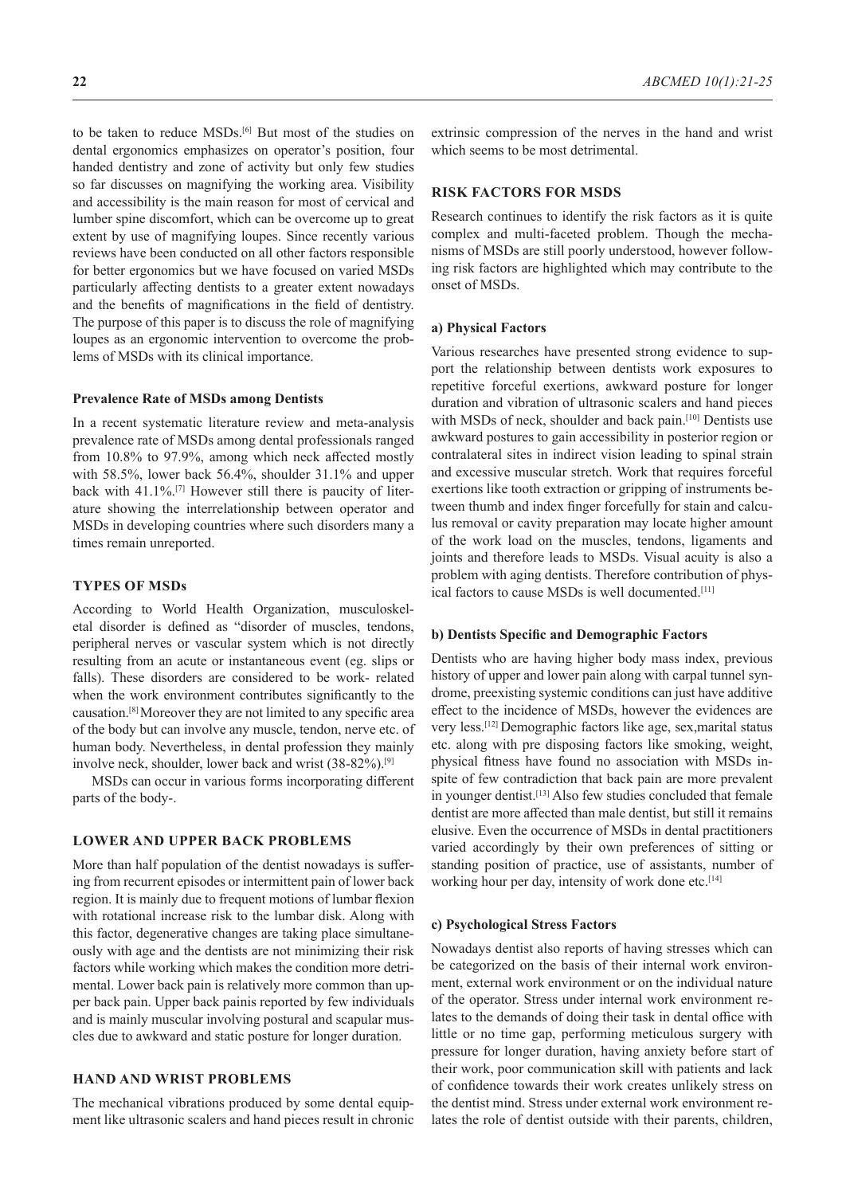to be taken to reduce MSDs.[6] But most of the studies on dental ergonomics emphasizes on operator's position, four handed dentistry and zone of activity but only few studies so far discusses on magnifying the working area. Visibility and accessibility is the main reason for most of cervical and lumber spine discomfort, which can be overcome up to great extent by use of magnifying loupes. Since recently various reviews have been conducted on all other factors responsible for better ergonomics but we have focused on varied MSDs particularly affecting dentists to a greater extent nowadays and the benefits of magnifications in the field of dentistry. The purpose of this paper is to discuss the role of magnifying loupes as an ergonomic intervention to overcome the problems of MSDs with its clinical importance.

### Prevalence Rate of MSDs among Dentists

In a recent systematic literature review and meta-analysis prevalence rate of MSDs among dental professionals ranged from 10.8% to 97.9%, among which neck affected mostly with 58.5%, lower back 56.4%, shoulder 31.1% and upper back with 41.1%.[7] However still there is paucity of literature showing the interrelationship between operator and MSDs in developing countries where such disorders many a times remain unreported.

## TYPES OF MSDs

According to World Health Organization, musculoskeletal disorder is defined as "disorder of muscles, tendons, peripheral nerves or vascular system which is not directly resulting from an acute or instantaneous event (eg. slips or falls). These disorders are considered to be work- related when the work environment contributes significantly to the causation.[8] Moreover they are not limited to any specific area of the body but can involve any muscle, tendon, nerve etc. of human body. Nevertheless, in dental profession they mainly involve neck, shoulder, lower back and wrist (38-82%).[9]

MSDs can occur in various forms incorporating different parts of the body-.

## LOWER AND UPPER BACK PROBLEMS

More than half population of the dentist nowadays is suffering from recurrent episodes or intermittent pain of lower back region. It is mainly due to frequent motions of lumbar flexion with rotational increase risk to the lumbar disk. Along with this factor, degenerative changes are taking place simultaneously with age and the dentists are not minimizing their risk factors while working which makes the condition more detrimental. Lower back pain is relatively more common than upper back pain. Upper back painis reported by few individuals and is mainly muscular involving postural and scapular muscles due to awkward and static posture for longer duration.

## HAND AND WRIST PROBLEMS

The mechanical vibrations produced by some dental equipment like ultrasonic scalers and hand pieces result in chronic extrinsic compression of the nerves in the hand and wrist which seems to be most detrimental.

## RISK FACTORS FOR MSDS

Research continues to identify the risk factors as it is quite complex and multi-faceted problem. Though the mechanisms of MSDs are still poorly understood, however following risk factors are highlighted which may contribute to the onset of MSDs.

### a) Physical Factors

Various researches have presented strong evidence to support the relationship between dentists work exposures to repetitive forceful exertions, awkward posture for longer duration and vibration of ultrasonic scalers and hand pieces with MSDs of neck, shoulder and back pain.[10] Dentists use awkward postures to gain accessibility in posterior region or contralateral sites in indirect vision leading to spinal strain and excessive muscular stretch. Work that requires forceful exertions like tooth extraction or gripping of instruments between thumb and index finger forcefully for stain and calculus removal or cavity preparation may locate higher amount of the work load on the muscles, tendons, ligaments and joints and therefore leads to MSDs. Visual acuity is also a problem with aging dentists. Therefore contribution of physical factors to cause MSDs is well documented.[11]

### b) Dentists Specific and Demographic Factors

Dentists who are having higher body mass index, previous history of upper and lower pain along with carpal tunnel syndrome, preexisting systemic conditions can just have additive effect to the incidence of MSDs, however the evidences are very less.[12] Demographic factors like age, sex,marital status etc. along with pre disposing factors like smoking, weight, physical fitness have found no association with MSDs inspite of few contradiction that back pain are more prevalent in younger dentist.[13] Also few studies concluded that female dentist are more affected than male dentist, but still it remains elusive. Even the occurrence of MSDs in dental practitioners varied accordingly by their own preferences of sitting or standing position of practice, use of assistants, number of working hour per day, intensity of work done etc.[14]

### c) Psychological Stress Factors

Nowadays dentist also reports of having stresses which can be categorized on the basis of their internal work environment, external work environment or on the individual nature of the operator. Stress under internal work environment relates to the demands of doing their task in dental office with little or no time gap, performing meticulous surgery with pressure for longer duration, having anxiety before start of their work, poor communication skill with patients and lack of confidence towards their work creates unlikely stress on the dentist mind. Stress under external work environment relates the role of dentist outside with their parents, children,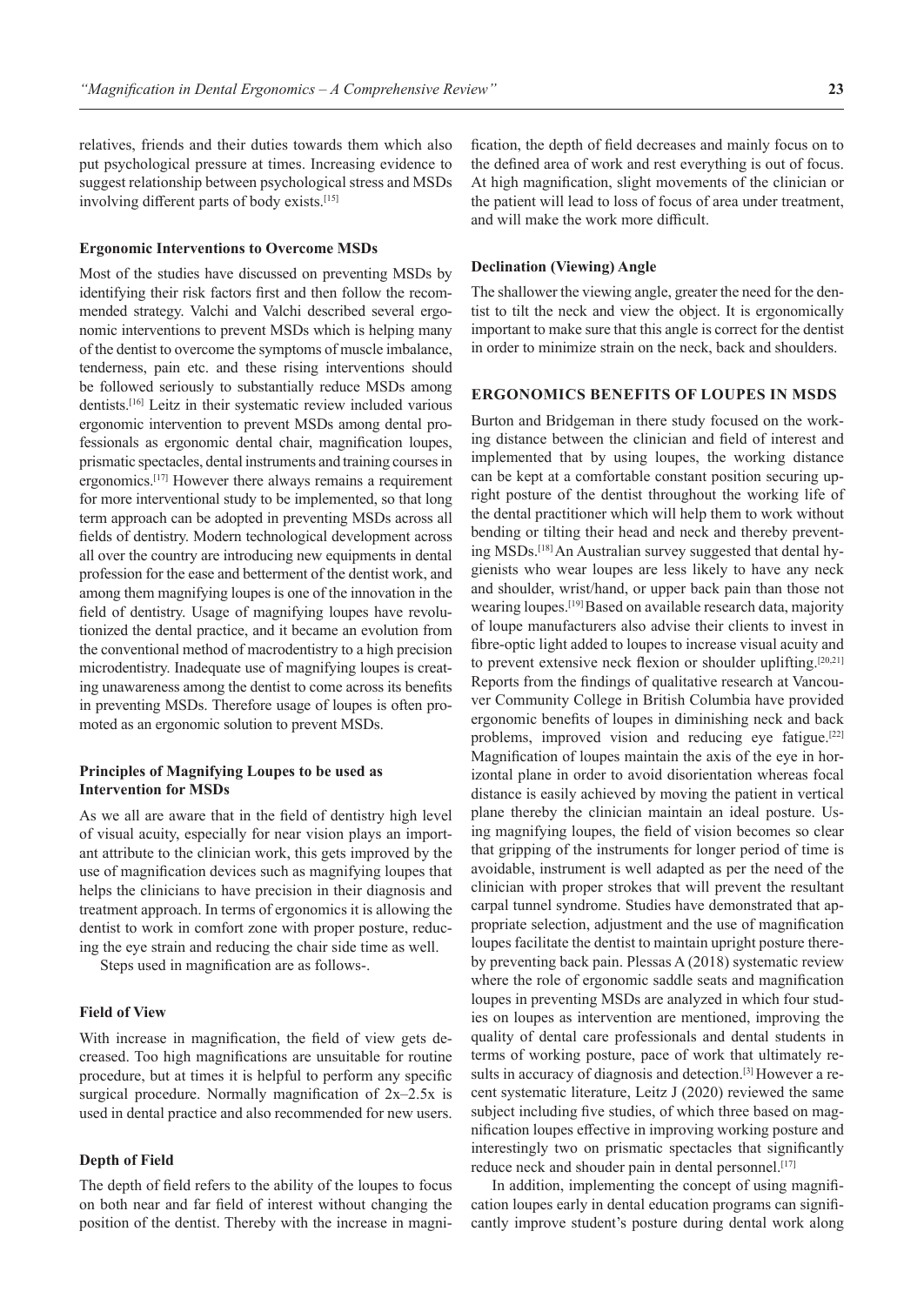relatives, friends and their duties towards them which also put psychological pressure at times. Increasing evidence to suggest relationship between psychological stress and MSDs involving different parts of body exists.[15]

### Ergonomic Interventions to Overcome MSDs

Most of the studies have discussed on preventing MSDs by identifying their risk factors first and then follow the recommended strategy. Valchi and Valchi described several ergonomic interventions to prevent MSDs which is helping many of the dentist to overcome the symptoms of muscle imbalance, tenderness, pain etc. and these rising interventions should be followed seriously to substantially reduce MSDs among dentists.[16] Leitz in their systematic review included various ergonomic intervention to prevent MSDs among dental professionals as ergonomic dental chair, magnification loupes, prismatic spectacles, dental instruments and training courses in ergonomics.[17] However there always remains a requirement for more interventional study to be implemented, so that long term approach can be adopted in preventing MSDs across all fields of dentistry. Modern technological development across all over the country are introducing new equipments in dental profession for the ease and betterment of the dentist work, and among them magnifying loupes is one of the innovation in the field of dentistry. Usage of magnifying loupes have revolutionized the dental practice, and it became an evolution from the conventional method of macrodentistry to a high precision microdentistry. Inadequate use of magnifying loupes is creating unawareness among the dentist to come across its benefits in preventing MSDs. Therefore usage of loupes is often promoted as an ergonomic solution to prevent MSDs.

### Principles of Magnifying Loupes to be used as Intervention for MSDs

As we all are aware that in the field of dentistry high level of visual acuity, especially for near vision plays an important attribute to the clinician work, this gets improved by the use of magnification devices such as magnifying loupes that helps the clinicians to have precision in their diagnosis and treatment approach. In terms of ergonomics it is allowing the dentist to work in comfort zone with proper posture, reducing the eye strain and reducing the chair side time as well.

Steps used in magnification are as follows-.

### Field of View

With increase in magnification, the field of view gets decreased. Too high magnifications are unsuitable for routine procedure, but at times it is helpful to perform any specific surgical procedure. Normally magnification of 2x–2.5x is used in dental practice and also recommended for new users.

### Depth of Field

The depth of field refers to the ability of the loupes to focus on both near and far field of interest without changing the position of the dentist. Thereby with the increase in magnification, the depth of field decreases and mainly focus on to the defined area of work and rest everything is out of focus. At high magnification, slight movements of the clinician or the patient will lead to loss of focus of area under treatment, and will make the work more difficult.

### Declination (Viewing) Angle

The shallower the viewing angle, greater the need for the dentist to tilt the neck and view the object. It is ergonomically important to make sure that this angle is correct for the dentist in order to minimize strain on the neck, back and shoulders.

## ERGONOMICS BENEFITS OF LOUPES IN MSDS

Burton and Bridgeman in there study focused on the working distance between the clinician and field of interest and implemented that by using loupes, the working distance can be kept at a comfortable constant position securing upright posture of the dentist throughout the working life of the dental practitioner which will help them to work without bending or tilting their head and neck and thereby preventing MSDs.[18] An Australian survey suggested that dental hygienists who wear loupes are less likely to have any neck and shoulder, wrist/hand, or upper back pain than those not wearing loupes.[19] Based on available research data, majority of loupe manufacturers also advise their clients to invest in fibre-optic light added to loupes to increase visual acuity and to prevent extensive neck flexion or shoulder uplifting.[20,21] Reports from the findings of qualitative research at Vancouver Community College in British Columbia have provided ergonomic benefits of loupes in diminishing neck and back problems, improved vision and reducing eye fatigue.[22] Magnification of loupes maintain the axis of the eye in horizontal plane in order to avoid disorientation whereas focal distance is easily achieved by moving the patient in vertical plane thereby the clinician maintain an ideal posture. Using magnifying loupes, the field of vision becomes so clear that gripping of the instruments for longer period of time is avoidable, instrument is well adapted as per the need of the clinician with proper strokes that will prevent the resultant carpal tunnel syndrome. Studies have demonstrated that appropriate selection, adjustment and the use of magnification loupes facilitate the dentist to maintain upright posture thereby preventing back pain. Plessas A (2018) systematic review where the role of ergonomic saddle seats and magnification loupes in preventing MSDs are analyzed in which four studies on loupes as intervention are mentioned, improving the quality of dental care professionals and dental students in terms of working posture, pace of work that ultimately results in accuracy of diagnosis and detection.[3] However a recent systematic literature, Leitz J (2020) reviewed the same subject including five studies, of which three based on magnification loupes effective in improving working posture and interestingly two on prismatic spectacles that significantly reduce neck and shouder pain in dental personnel.[17]

In addition, implementing the concept of using magnification loupes early in dental education programs can significantly improve student's posture during dental work along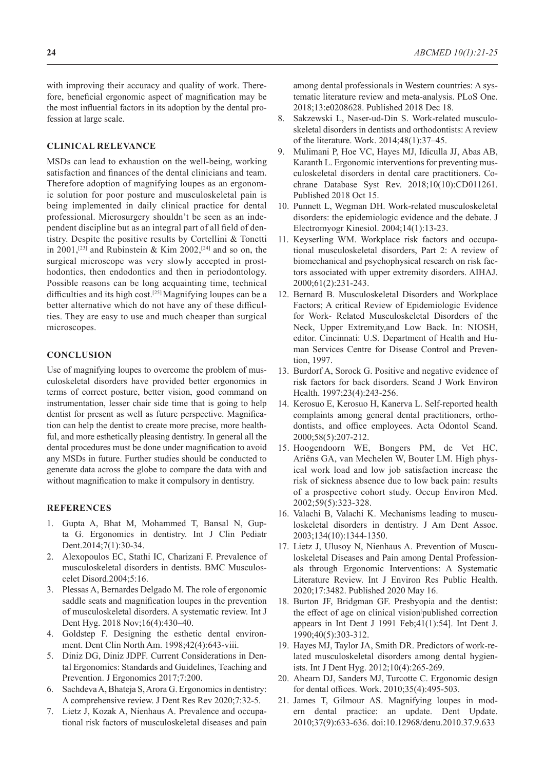with improving their accuracy and quality of work. Therefore, beneficial ergonomic aspect of magnification may be the most influential factors in its adoption by the dental profession at large scale.

## CLINICAL RELEVANCE

MSDs can lead to exhaustion on the well-being, working satisfaction and finances of the dental clinicians and team. Therefore adoption of magnifying loupes as an ergonomic solution for poor posture and musculoskeletal pain is being implemented in daily clinical practice for dental professional. Microsurgery shouldn't be seen as an independent discipline but as an integral part of all field of dentistry. Despite the positive results by Cortellini & Tonetti in 2001,[23] and Rubinstein & Kim 2002,[24] and so on, the surgical microscope was very slowly accepted in prosthodontics, then endodontics and then in periodontology. Possible reasons can be long acquainting time, technical difficulties and its high cost.[25] Magnifying loupes can be a better alternative which do not have any of these difficulties. They are easy to use and much cheaper than surgical microscopes.

## CONCLUSION

Use of magnifying loupes to overcome the problem of musculoskeletal disorders have provided better ergonomics in terms of correct posture, better vision, good command on instrumentation, lesser chair side time that is going to help dentist for present as well as future perspective. Magnification can help the dentist to create more precise, more healthful, and more esthetically pleasing dentistry. In general all the dental procedures must be done under magnification to avoid any MSDs in future. Further studies should be conducted to generate data across the globe to compare the data with and without magnification to make it compulsory in dentistry.

## REFERENCES

1. Gupta A, Bhat M, Mohammed T, Bansal N, Gupta G. Ergonomics in dentistry. Int J Clin Pediatr Dent.2014;7(1):30-34.
2. Alexopoulos EC, Stathi IC, Charizani F. Prevalence of musculoskeletal disorders in dentists. BMC Musculoscelet Disord.2004;5:16.
3. Plessas A, Bernardes Delgado M. The role of ergonomic saddle seats and magnification loupes in the prevention of musculoskeletal disorders. A systematic review. Int J Dent Hyg. 2018 Nov;16(4):430–40.
4. Goldstep F. Designing the esthetic dental environment. Dent Clin North Am. 1998;42(4):643-viii.
5. Diniz DG, Diniz JDPF. Current Considerations in Dental Ergonomics: Standards and Guidelines, Teaching and Prevention. J Ergonomics 2017;7:200.
6. Sachdeva A, Bhateja S, Arora G. Ergonomics in dentistry: A comprehensive review. J Dent Res Rev 2020;7:32-5.
7. Lietz J, Kozak A, Nienhaus A. Prevalence and occupational risk factors of musculoskeletal diseases and pain among dental professionals in Western countries: A systematic literature review and meta-analysis. PLoS One. 2018;13:e0208628. Published 2018 Dec 18.
8. Sakzewski L, Naser-ud-Din S. Work-related musculoskeletal disorders in dentists and orthodontists: A review of the literature. Work. 2014;48(1):37–45.
9. Mulimani P, Hoe VC, Hayes MJ, Idiculla JJ, Abas AB, Karanth L. Ergonomic interventions for preventing musculoskeletal disorders in dental care practitioners. Cochrane Database Syst Rev. 2018;10(10):CD011261. Published 2018 Oct 15.
10. Punnett L, Wegman DH. Work-related musculoskeletal disorders: the epidemiologic evidence and the debate. J Electromyogr Kinesiol. 2004;14(1):13-23.
11. Keyserling WM. Workplace risk factors and occupational musculoskeletal disorders, Part 2: A review of biomechanical and psychophysical research on risk factors associated with upper extremity disorders. AIHAJ. 2000;61(2):231-243.
12. Bernard B. Musculoskeletal Disorders and Workplace Factors; A critical Review of Epidemiologic Evidence for Work- Related Musculoskeletal Disorders of the Neck, Upper Extremity,and Low Back. In: NIOSH, editor. Cincinnati: U.S. Department of Health and Human Services Centre for Disease Control and Prevention, 1997.
13. Burdorf A, Sorock G. Positive and negative evidence of risk factors for back disorders. Scand J Work Environ Health. 1997;23(4):243-256.
14. Kerosuo E, Kerosuo H, Kanerva L. Self-reported health complaints among general dental practitioners, orthodontists, and office employees. Acta Odontol Scand. 2000;58(5):207-212.
15. Hoogendoorn WE, Bongers PM, de Vet HC, Ariëns GA, van Mechelen W, Bouter LM. High physical work load and low job satisfaction increase the risk of sickness absence due to low back pain: results of a prospective cohort study. Occup Environ Med. 2002;59(5):323-328.
16. Valachi B, Valachi K. Mechanisms leading to musculoskeletal disorders in dentistry. J Am Dent Assoc. 2003;134(10):1344-1350.
17. Lietz J, Ulusoy N, Nienhaus A. Prevention of Musculoskeletal Diseases and Pain among Dental Professionals through Ergonomic Interventions: A Systematic Literature Review. Int J Environ Res Public Health. 2020;17:3482. Published 2020 May 16.
18. Burton JF, Bridgman GF. Presbyopia and the dentist: the effect of age on clinical vision[published correction appears in Int Dent J 1991 Feb;41(1):54]. Int Dent J. 1990;40(5):303-312.
19. Hayes MJ, Taylor JA, Smith DR. Predictors of work-related musculoskeletal disorders among dental hygienists. Int J Dent Hyg. 2012;10(4):265-269.
20. Ahearn DJ, Sanders MJ, Turcotte C. Ergonomic design for dental offices. Work. 2010;35(4):495-503.
21. James T, Gilmour AS. Magnifying loupes in modern dental practice: an update. Dent Update. 2010;37(9):633-636. doi:10.12968/denu.2010.37.9.633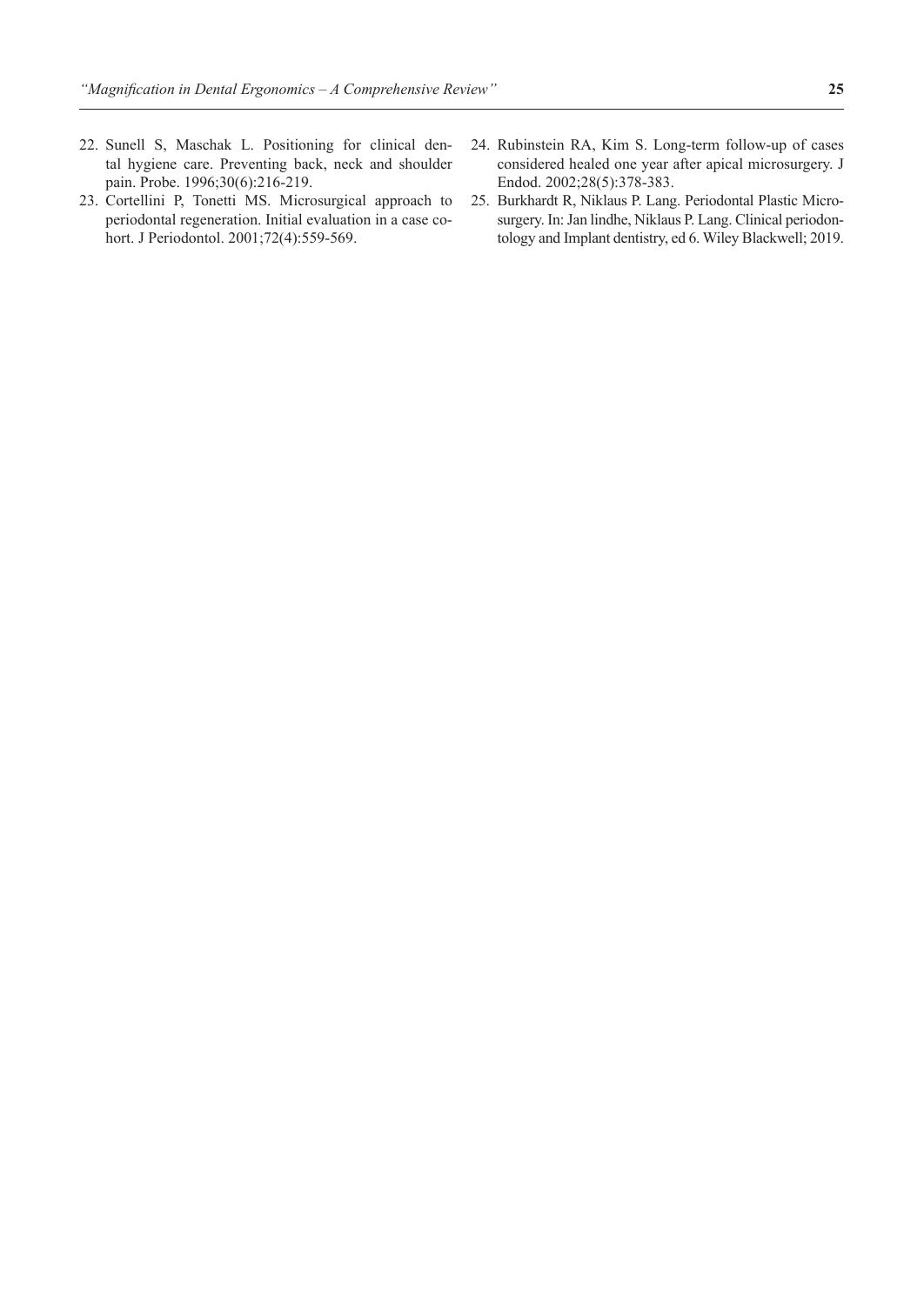22. Sunell S, Maschak L. Positioning for clinical dental hygiene care. Preventing back, neck and shoulder pain. Probe. 1996;30(6):216-219.
23. Cortellini P, Tonetti MS. Microsurgical approach to periodontal regeneration. Initial evaluation in a case cohort. J Periodontol. 2001;72(4):559-569.
24. Rubinstein RA, Kim S. Long-term follow-up of cases considered healed one year after apical microsurgery. J Endod. 2002;28(5):378-383.
25. Burkhardt R, Niklaus P. Lang. Periodontal Plastic Microsurgery. In: Jan lindhe, Niklaus P. Lang. Clinical periodontology and Implant dentistry, ed 6. Wiley Blackwell; 2019.